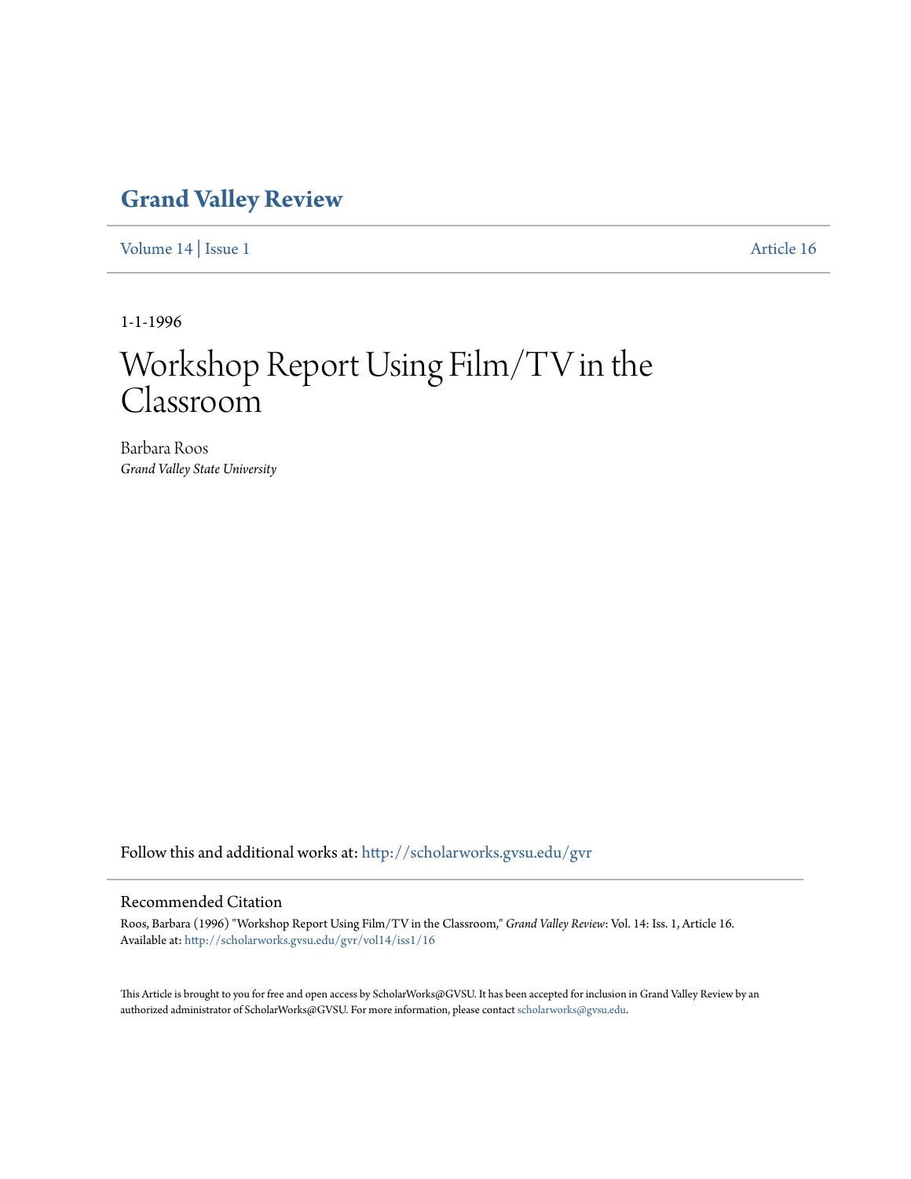# Grand Valley Review

Volume 14 | Issue 1 Article 16

1-1-1996

# Workshop Report Using Film/TV in the Classroom

Barbara Roos
*Grand Valley State University*

Follow this and additional works at: http://scholarworks.gvsu.edu/gvr

## Recommended Citation

Roos, Barbara (1996) "Workshop Report Using Film/TV in the Classroom," *Grand Valley Review*: Vol. 14: Iss. 1, Article 16.
Available at: http://scholarworks.gvsu.edu/gvr/vol14/iss1/16

This Article is brought to you for free and open access by ScholarWorks@GVSU. It has been accepted for inclusion in Grand Valley Review by an authorized administrator of ScholarWorks@GVSU. For more information, please contact scholarworks@gvsu.edu.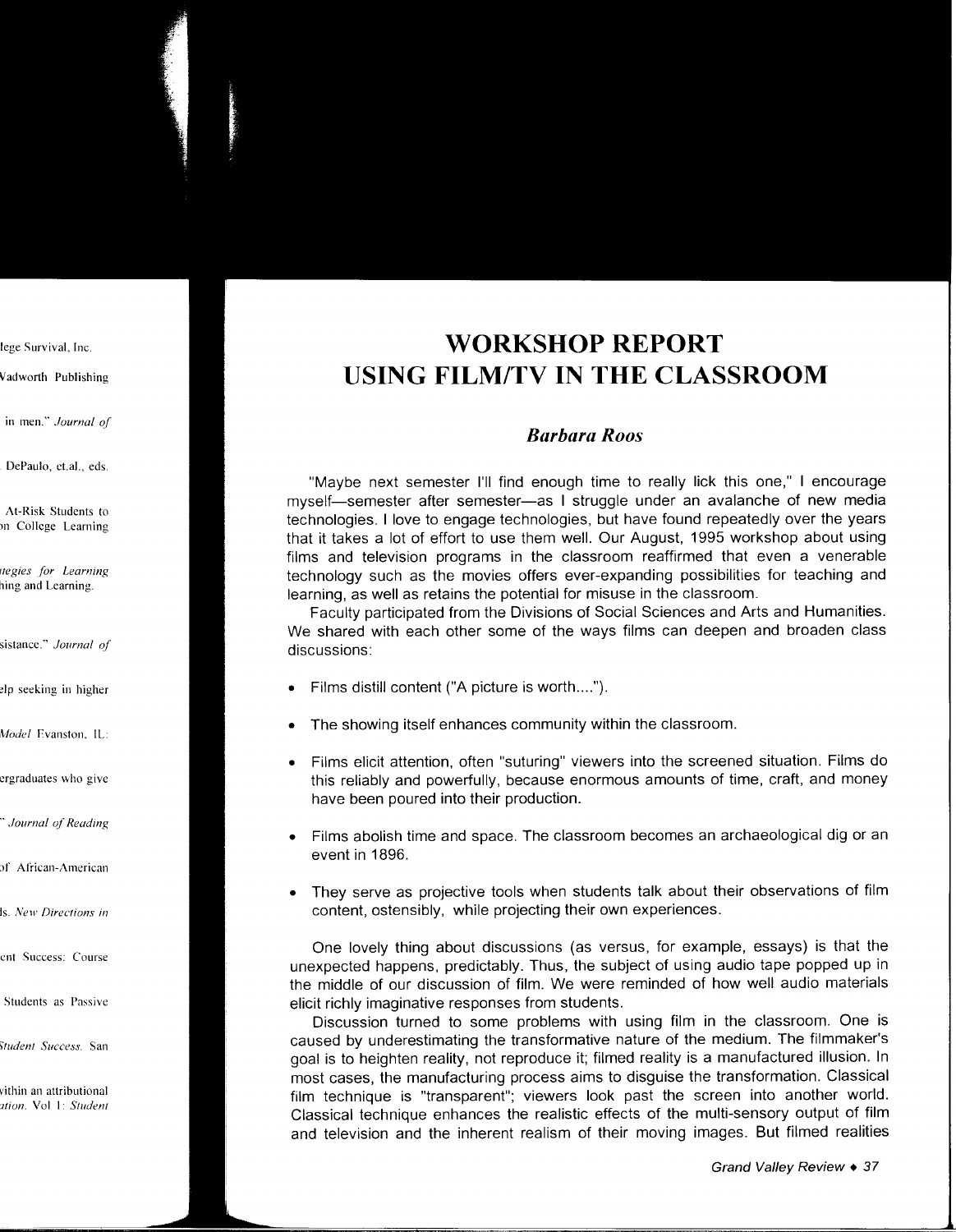# WORKSHOP REPORT
# USING FILM/TV IN THE CLASSROOM

### *Barbara Roos*

"Maybe next semester I'll find enough time to really lick this one," I encourage myself—semester after semester—as I struggle under an avalanche of new media technologies. I love to engage technologies, but have found repeatedly over the years that it takes a lot of effort to use them well. Our August, 1995 workshop about using films and television programs in the classroom reaffirmed that even a venerable technology such as the movies offers ever-expanding possibilities for teaching and learning, as well as retains the potential for misuse in the classroom.

Faculty participated from the Divisions of Social Sciences and Arts and Humanities. We shared with each other some of the ways films can deepen and broaden class discussions:

- Films distill content ("A picture is worth....").
- The showing itself enhances community within the classroom.
- Films elicit attention, often "suturing" viewers into the screened situation. Films do this reliably and powerfully, because enormous amounts of time, craft, and money have been poured into their production.
- Films abolish time and space. The classroom becomes an archaeological dig or an event in 1896.
- They serve as projective tools when students talk about their observations of film content, ostensibly, while projecting their own experiences.

One lovely thing about discussions (as versus, for example, essays) is that the unexpected happens, predictably. Thus, the subject of using audio tape popped up in the middle of our discussion of film. We were reminded of how well audio materials elicit richly imaginative responses from students.

Discussion turned to some problems with using film in the classroom. One is caused by underestimating the transformative nature of the medium. The filmmaker's goal is to heighten reality, not reproduce it; filmed reality is a manufactured illusion. In most cases, the manufacturing process aims to disguise the transformation. Classical film technique is "transparent"; viewers look past the screen into another world. Classical technique enhances the realistic effects of the multi-sensory output of film and television and the inherent realism of their moving images. But filmed realities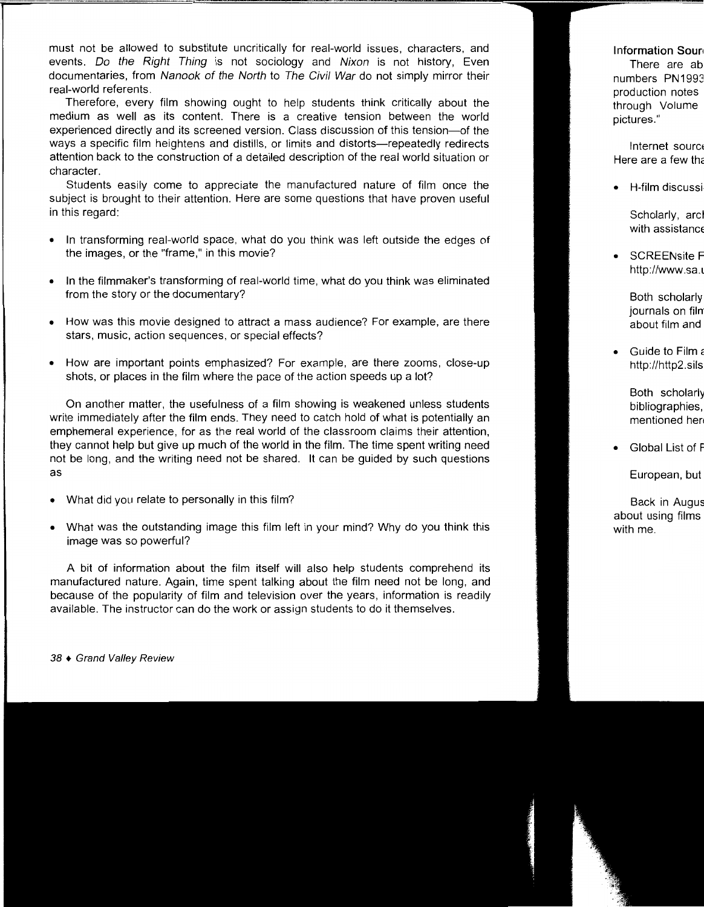must not be allowed to substitute uncritically for real-world issues, characters, and events. *Do the Right Thing* is not sociology and *Nixon* is not history, Even documentaries, from *Nanook of the North* to *The Civil War* do not simply mirror their real-world referents.

Therefore, every film showing ought to help students think critically about the medium as well as its content. There is a creative tension between the world experienced directly and its screened version. Class discussion of this tension—of the ways a specific film heightens and distills, or limits and distorts—repeatedly redirects attention back to the construction of a detailed description of the real world situation or character.

Students easily come to appreciate the manufactured nature of film once the subject is brought to their attention. Here are some questions that have proven useful in this regard:

- In transforming real-world space, what do you think was left outside the edges of the images, or the "frame," in this movie?
- In the filmmaker's transforming of real-world time, what do you think was eliminated from the story or the documentary?
- How was this movie designed to attract a mass audience? For example, are there stars, music, action sequences, or special effects?
- How are important points emphasized? For example, are there zooms, close-up shots, or places in the film where the pace of the action speeds up a lot?

On another matter, the usefulness of a film showing is weakened unless students write immediately after the film ends. They need to catch hold of what is potentially an emphemeral experience, for as the real world of the classroom claims their attention, they cannot help but give up much of the world in the film. The time spent writing need not be long, and the writing need not be shared. It can be guided by such questions as

- What did you relate to personally in this film?
- What was the outstanding image this film left in your mind? Why do you think this image was so powerful?

A bit of information about the film itself will also help students comprehend its manufactured nature. Again, time spent talking about the film need not be long, and because of the popularity of film and television over the years, information is readily available. The instructor can do the work or assign students to do it themselves.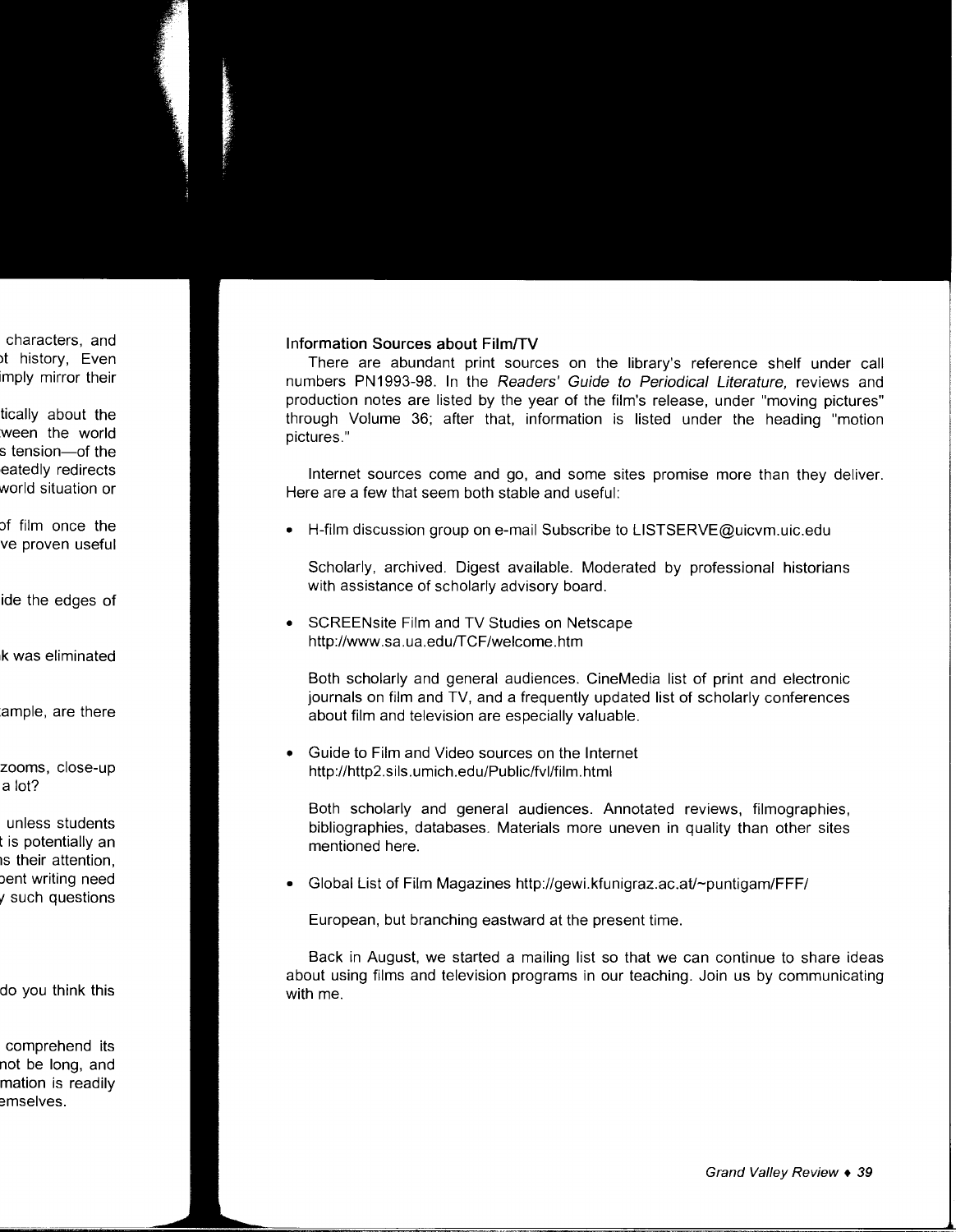### Information Sources about Film/TV

There are abundant print sources on the library's reference shelf under call numbers PN1993-98. In the *Readers' Guide to Periodical Literature,* reviews and production notes are listed by the year of the film's release, under "moving pictures" through Volume 36; after that, information is listed under the heading "motion pictures."

Internet sources come and go, and some sites promise more than they deliver. Here are a few that seem both stable and useful:

- H-film discussion group on e-mail Subscribe to LISTSERVE@uicvm.uic.edu

  Scholarly, archived. Digest available. Moderated by professional historians with assistance of scholarly advisory board.

- SCREENsite Film and TV Studies on Netscape http://www.sa.ua.edu/TCF/welcome.htm

  Both scholarly and general audiences. CineMedia list of print and electronic journals on film and TV, and a frequently updated list of scholarly conferences about film and television are especially valuable.

- Guide to Film and Video sources on the Internet http://http2.sils.umich.edu/Public/fvl/film.html

  Both scholarly and general audiences. Annotated reviews, filmographies, bibliographies, databases. Materials more uneven in quality than other sites mentioned here.

- Global List of Film Magazines http://gewi.kfunigraz.ac.at/~puntigam/FFF/

  European, but branching eastward at the present time.

Back in August, we started a mailing list so that we can continue to share ideas about using films and television programs in our teaching. Join us by communicating with me.